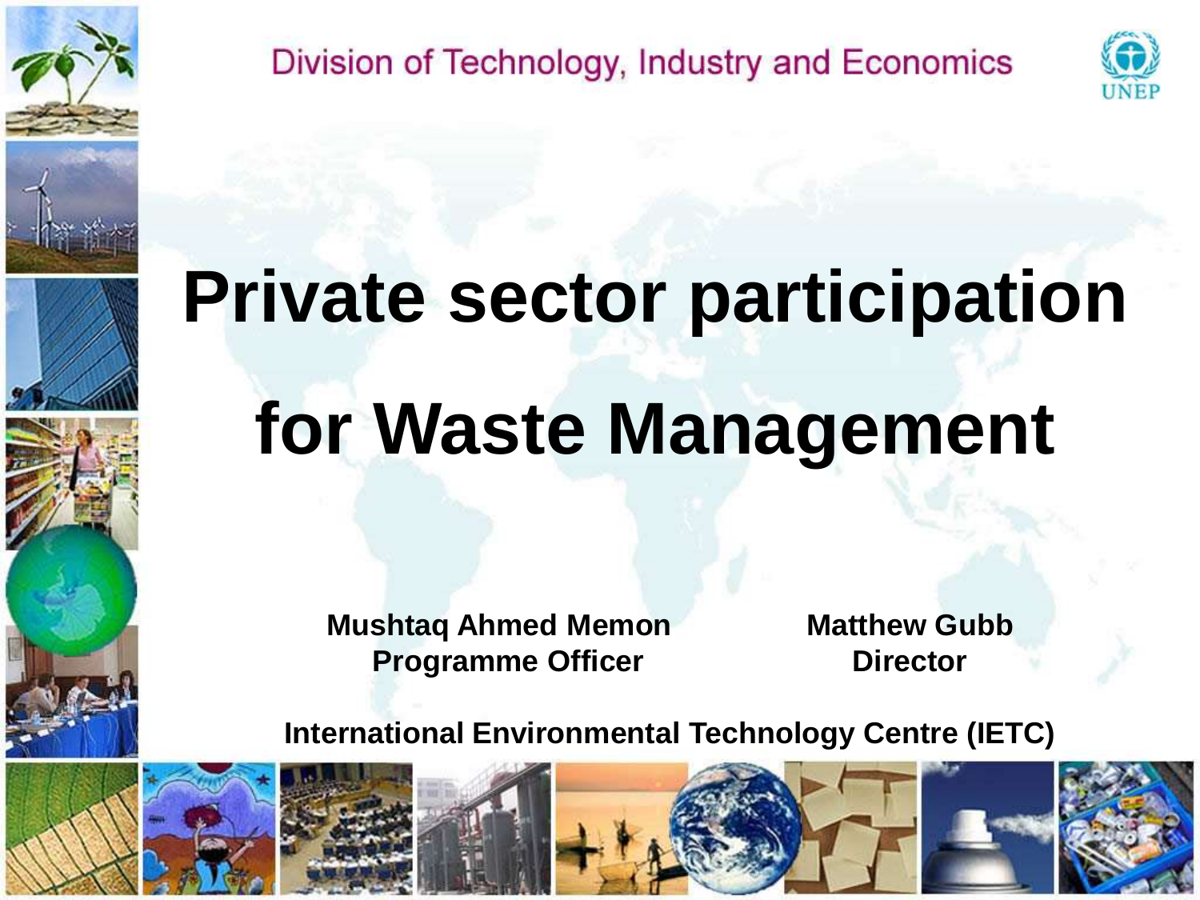Division of Technology, Industry and Economics

UNEP

# Private sector participation for Waste Management

**Mushtaq Ahmed Memon**
**Programme Officer**

**Matthew Gubb**
**Director**

**International Environmental Technology Centre (IETC)**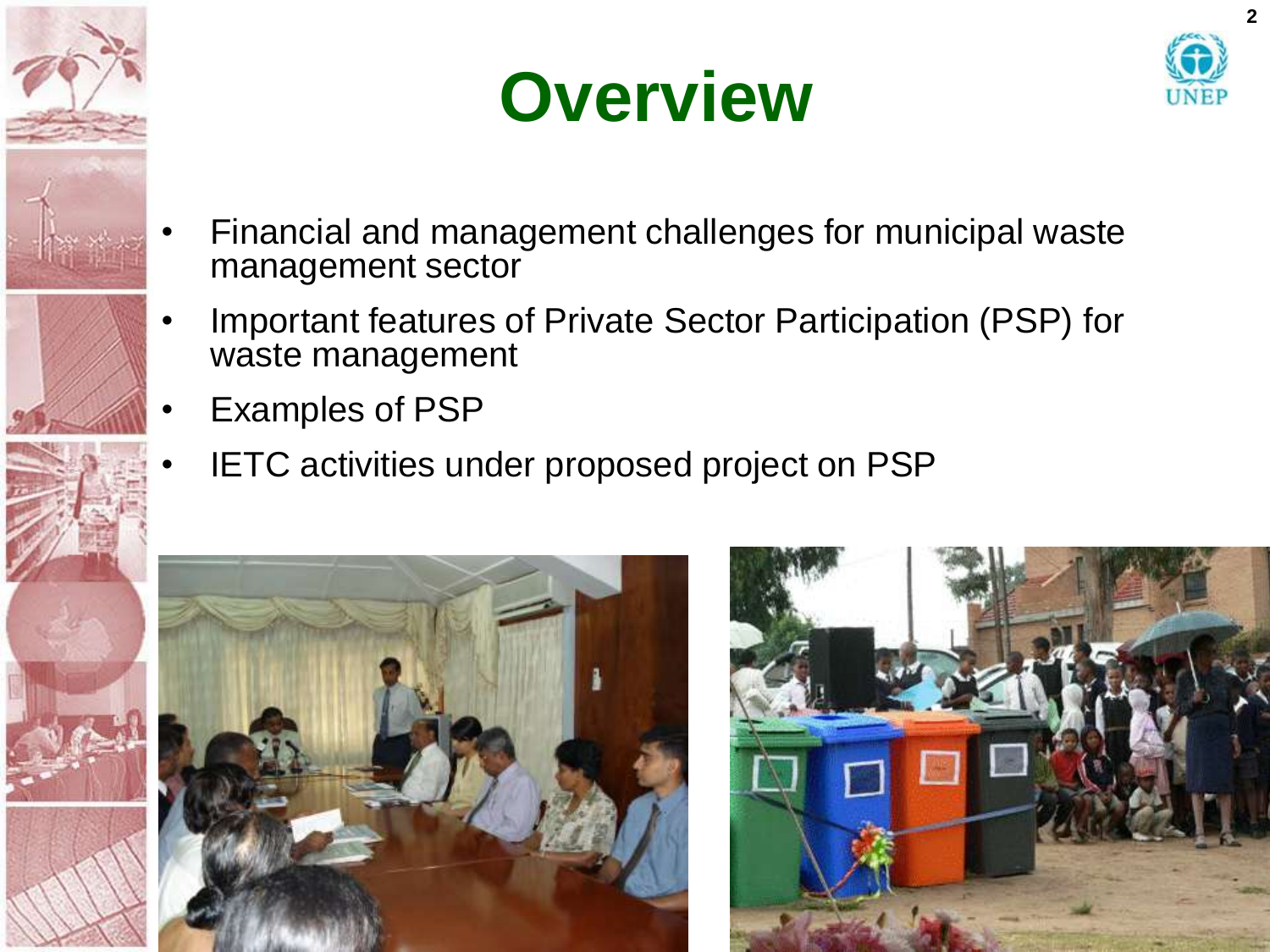# Overview

- Financial and management challenges for municipal waste management sector
- Important features of Private Sector Participation (PSP) for waste management
- Examples of PSP
- IETC activities under proposed project on PSP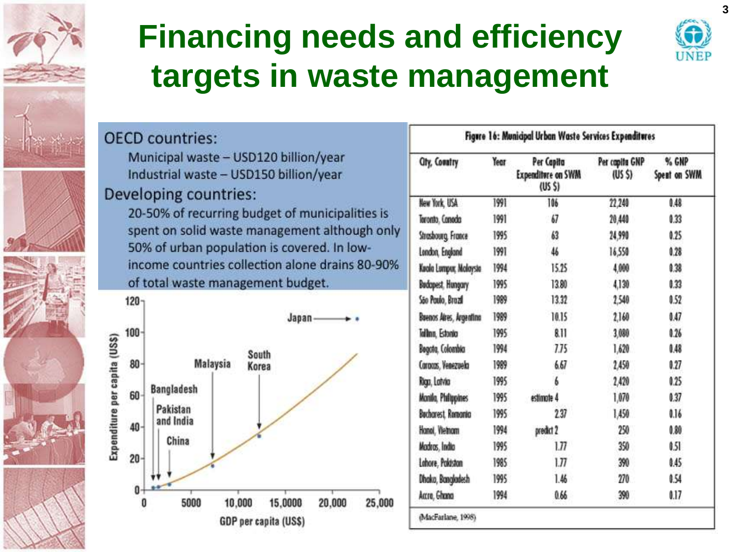# Financing needs and efficiency targets in waste management

**OECD countries:**

- Municipal waste – USD120 billion/year
- Industrial waste – USD150 billion/year

**Developing countries:**

- 20-50% of recurring budget of municipalities is spent on solid waste management although only 50% of urban population is covered. In low-income countries collection alone drains 80-90% of total waste management budget.

**Figure 16: Municipal Urban Waste Services Expenditures**

| City, Country | Year | Per Capita Expenditure on SWM (US $) | Per capita GNP (US $) | % GNP Spent on SWM |
|---|---|---|---|---|
| New York, USA | 1991 | 106 | 22,240 | 0.48 |
| Toronto, Canada | 1991 | 67 | 20,440 | 0.33 |
| Strasbourg, France | 1995 | 63 | 24,990 | 0.25 |
| London, England | 1991 | 46 | 16,550 | 0.28 |
| Kuala Lumpur, Malaysia | 1994 | 15.25 | 4,000 | 0.38 |
| Budapest, Hungary | 1995 | 13.80 | 4,130 | 0.33 |
| São Paulo, Brazil | 1989 | 13.32 | 2,540 | 0.52 |
| Buenos Aires, Argentina | 1989 | 10.15 | 2,160 | 0.47 |
| Tallinn, Estonia | 1995 | 8.11 | 3,080 | 0.26 |
| Bogota, Colombia | 1994 | 7.75 | 1,620 | 0.48 |
| Caracas, Venezuela | 1989 | 6.67 | 2,450 | 0.27 |
| Riga, Latvia | 1995 | 6 | 2,420 | 0.25 |
| Manila, Philippines | 1995 | estimate 4 | 1,070 | 0.37 |
| Bucharest, Romania | 1995 | 2.37 | 1,450 | 0.16 |
| Hanoi, Vietnam | 1994 | predict 2 | 250 | 0.80 |
| Madras, India | 1995 | 1.77 | 350 | 0.51 |
| Lahore, Pakistan | 1985 | 1.77 | 390 | 0.45 |
| Dhaka, Bangladesh | 1995 | 1.46 | 270 | 0.54 |
| Accra, Ghana | 1994 | 0.66 | 390 | 0.17 |

(MacFarlane, 1998)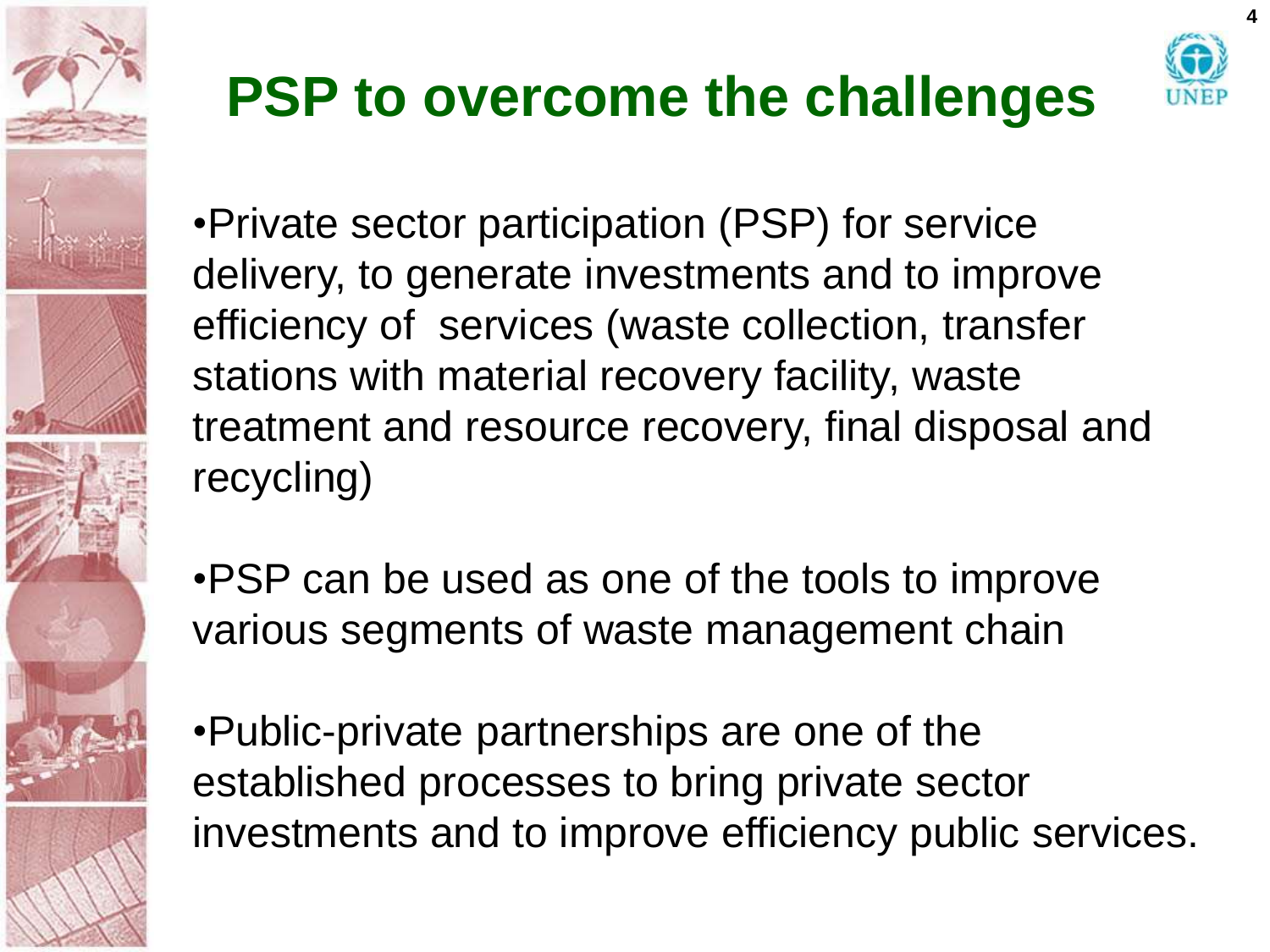# PSP to overcome the challenges

- Private sector participation (PSP) for service delivery, to generate investments and to improve efficiency of services (waste collection, transfer stations with material recovery facility, waste treatment and resource recovery, final disposal and recycling)

- PSP can be used as one of the tools to improve various segments of waste management chain

- Public-private partnerships are one of the established processes to bring private sector investments and to improve efficiency public services.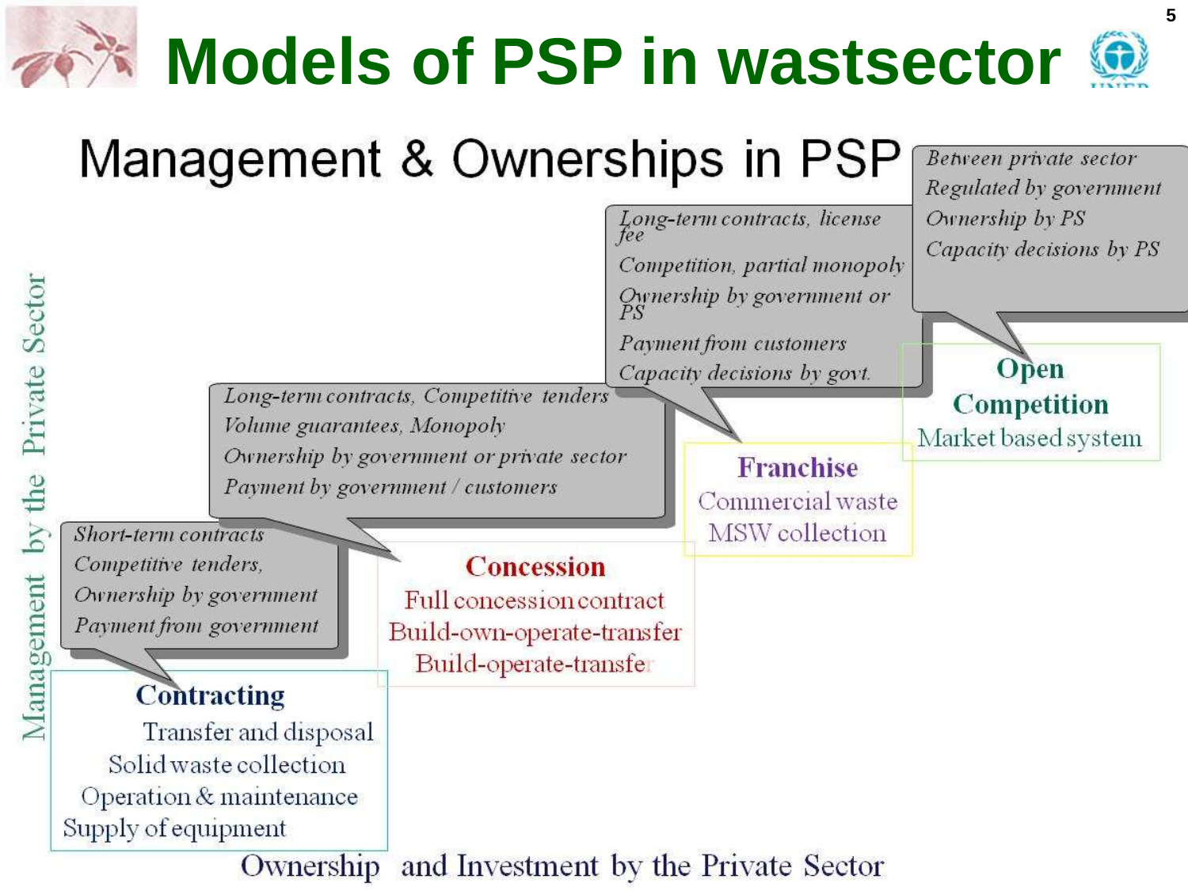# Models of PSP in wastsector

## Management & Ownerships in PSP

*Management by the Private Sector*

**Contracting**
- Transfer and disposal
- Solid waste collection
- Operation & maintenance
- Supply of equipment

*Short-term contracts*
*Competitive tenders,*
*Ownership by government*
*Payment from government*

**Concession**
- Full concession contract
- Build-own-operate-transfer
- Build-operate-transfer

*Long-term contracts, Competitive tenders*
*Volume guarantees, Monopoly*
*Ownership by government or private sector*
*Payment by government / customers*

**Franchise**
- Commercial waste
- MSW collection

*Long-term contracts, license fee*
*Competition, partial monopoly*
*Ownership by government or PS*
*Payment from customers*
*Capacity decisions by govt.*

**Open Competition**
- Market based system

*Between private sector*
*Regulated by government*
*Ownership by PS*
*Capacity decisions by PS*

*Ownership and Investment by the Private Sector*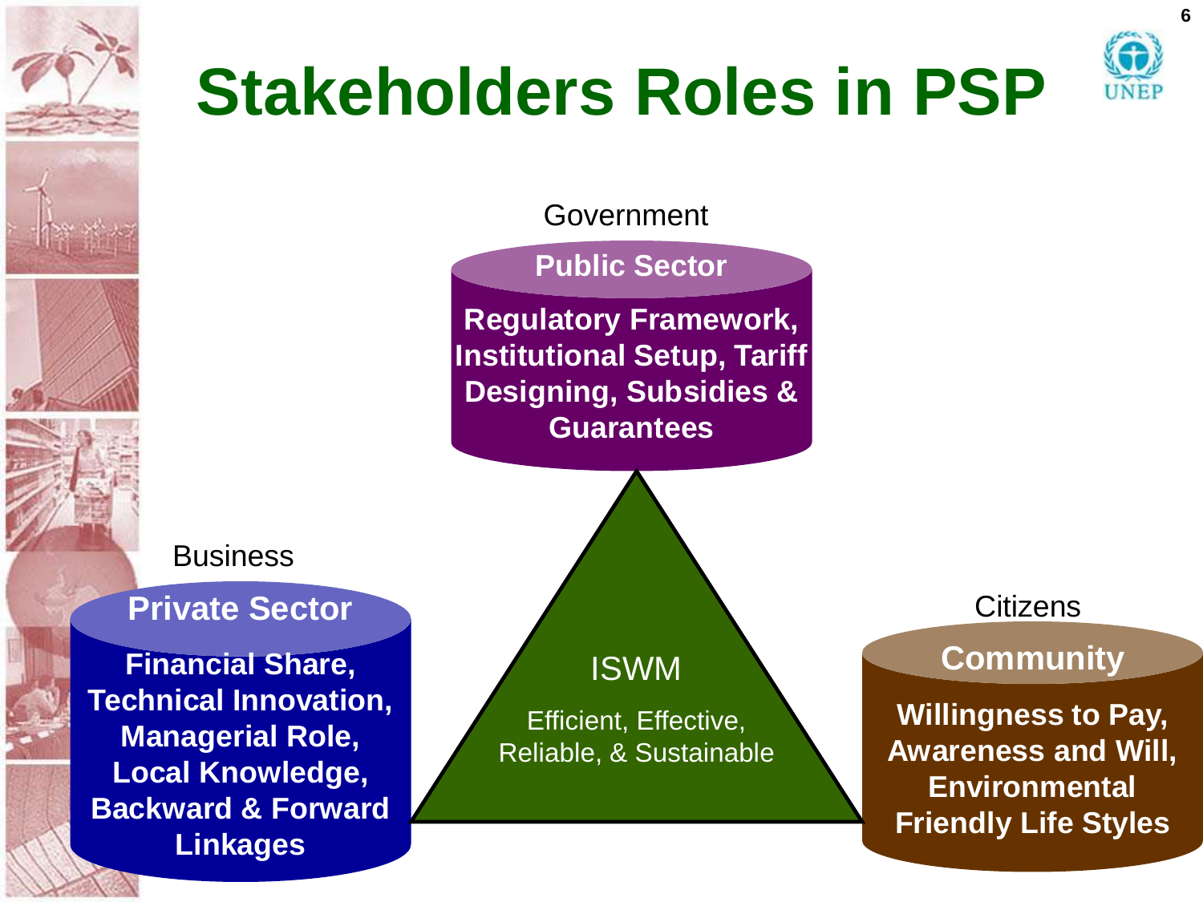# Stakeholders Roles in PSP

Government

**Public Sector**

**Regulatory Framework, Institutional Setup, Tariff Designing, Subsidies & Guarantees**

Business

**Private Sector**

**Financial Share, Technical Innovation, Managerial Role, Local Knowledge, Backward & Forward Linkages**

ISWM

Efficient, Effective, Reliable, & Sustainable

Citizens

**Community**

**Willingness to Pay, Awareness and Will, Environmental Friendly Life Styles**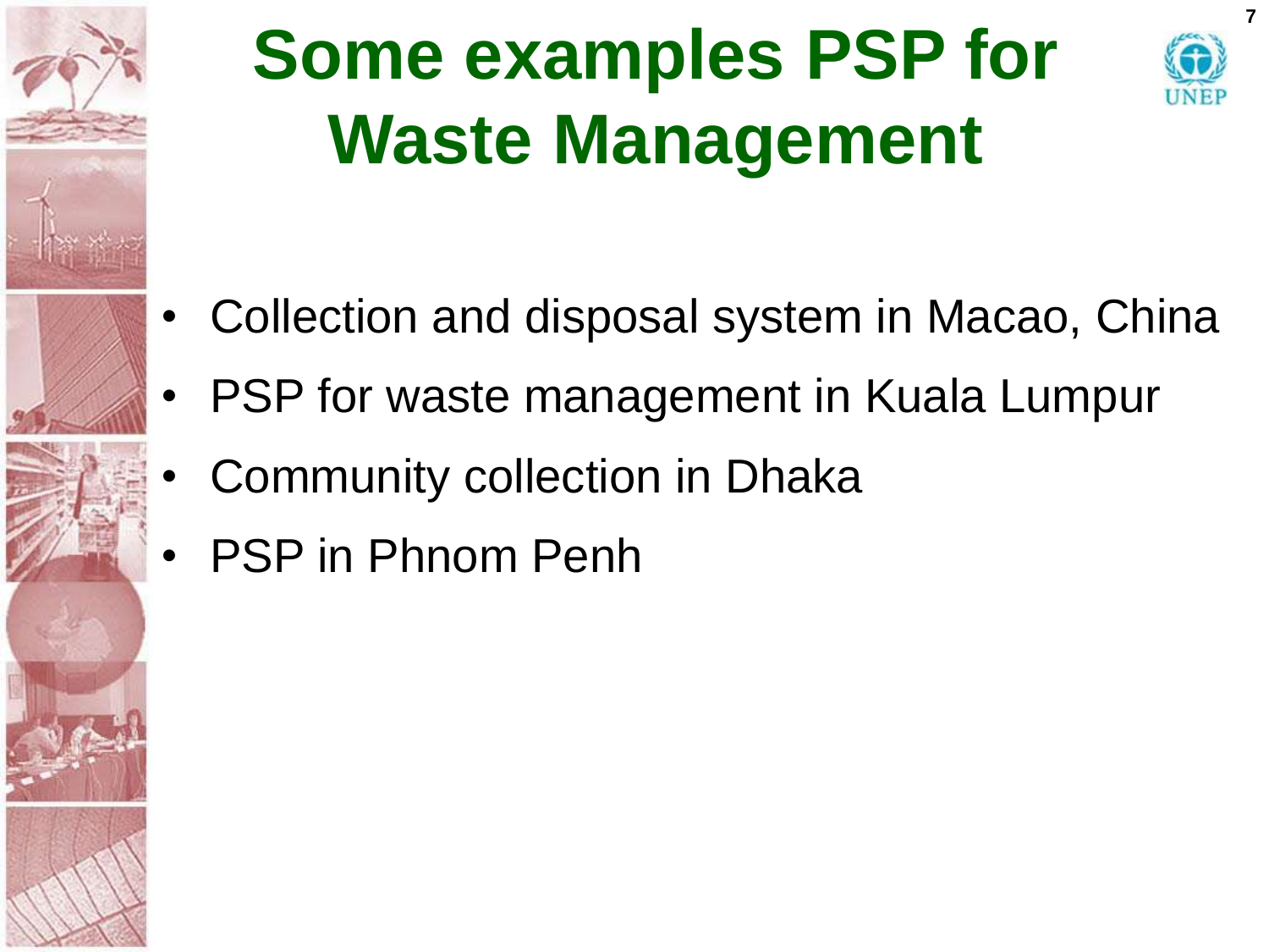# Some examples PSP for Waste Management

- Collection and disposal system in Macao, China
- PSP for waste management in Kuala Lumpur
- Community collection in Dhaka
- PSP in Phnom Penh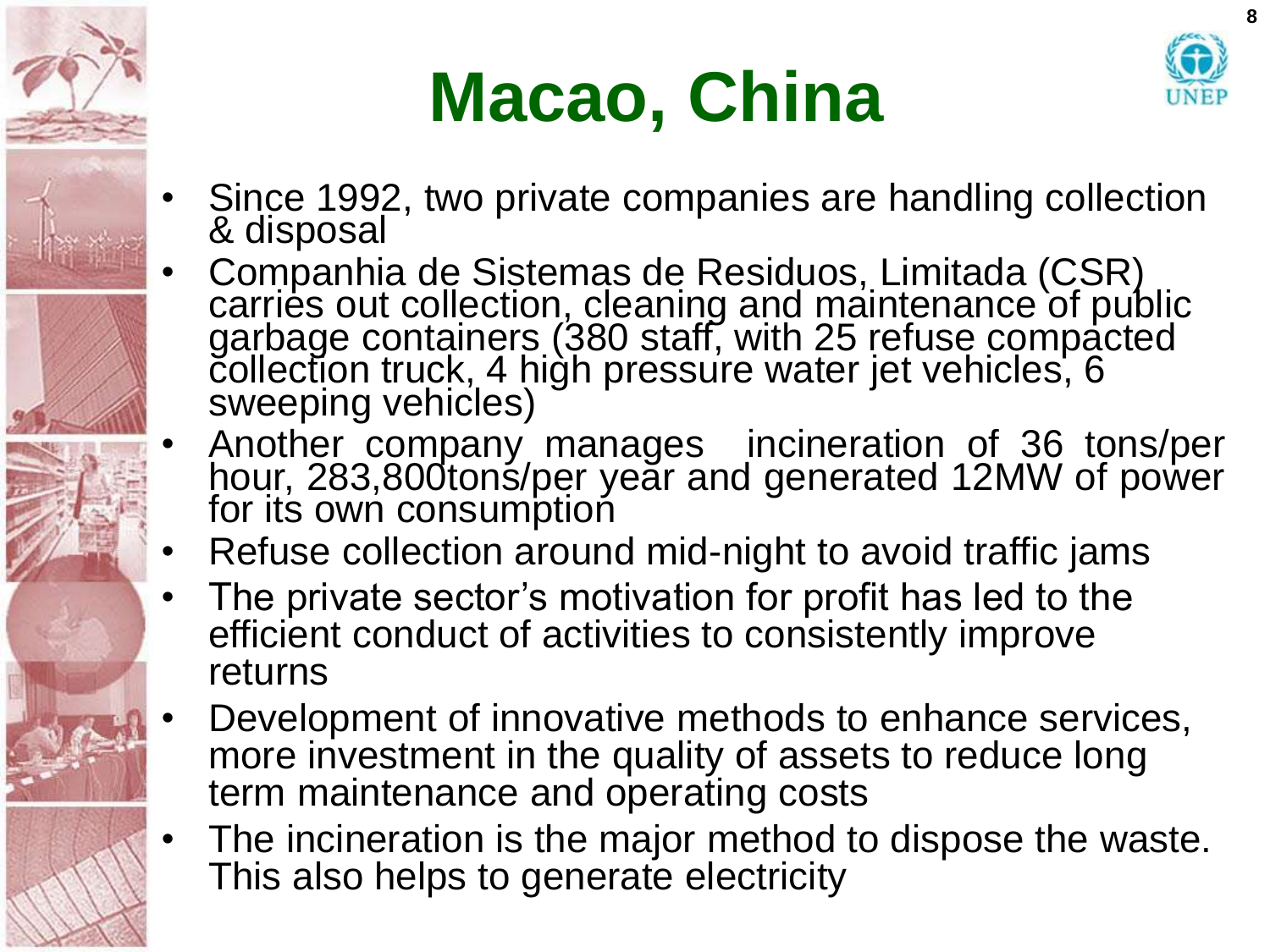# Macao, China

- Since 1992, two private companies are handling collection & disposal
- Companhia de Sistemas de Residuos, Limitada (CSR) carries out collection, cleaning and maintenance of public garbage containers (380 staff, with 25 refuse compacted collection truck, 4 high pressure water jet vehicles, 6 sweeping vehicles)
- Another company manages incineration of 36 tons/per hour, 283,800tons/per year and generated 12MW of power for its own consumption
- Refuse collection around mid-night to avoid traffic jams
- The private sector's motivation for profit has led to the efficient conduct of activities to consistently improve returns
- Development of innovative methods to enhance services, more investment in the quality of assets to reduce long term maintenance and operating costs
- The incineration is the major method to dispose the waste. This also helps to generate electricity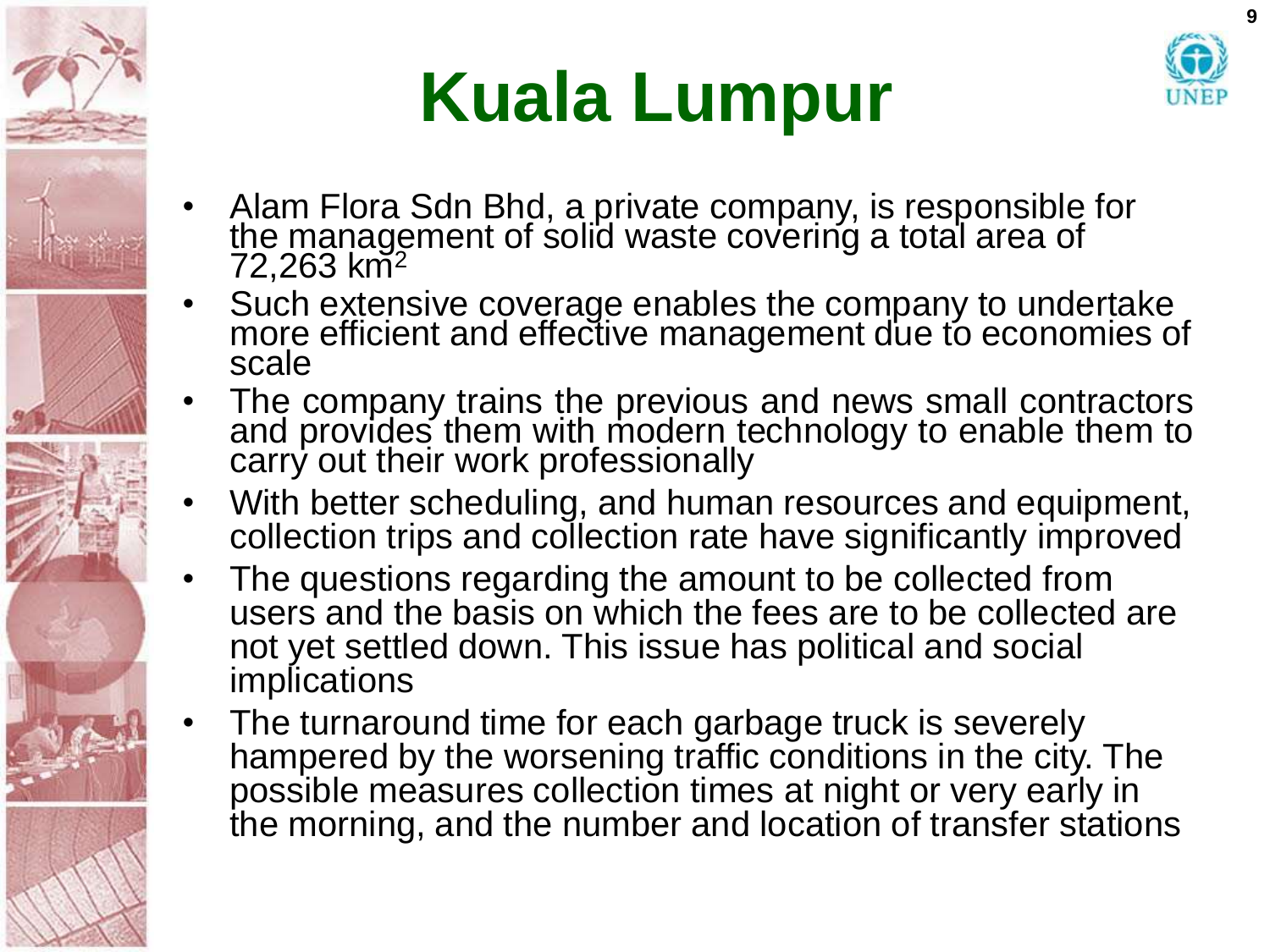# Kuala Lumpur

- Alam Flora Sdn Bhd, a private company, is responsible for the management of solid waste covering a total area of 72,263 $km^2$
- Such extensive coverage enables the company to undertake more efficient and effective management due to economies of scale
- The company trains the previous and news small contractors and provides them with modern technology to enable them to carry out their work professionally
- With better scheduling, and human resources and equipment, collection trips and collection rate have significantly improved
- The questions regarding the amount to be collected from users and the basis on which the fees are to be collected are not yet settled down. This issue has political and social implications
- The turnaround time for each garbage truck is severely hampered by the worsening traffic conditions in the city. The possible measures collection times at night or very early in the morning, and the number and location of transfer stations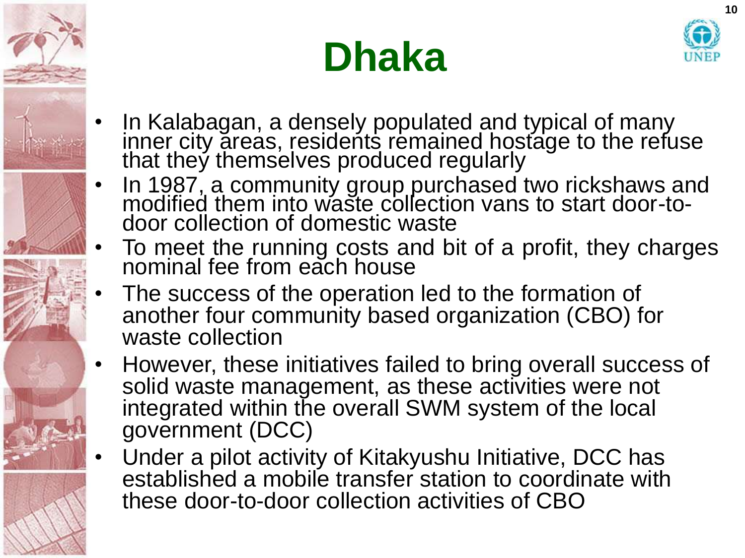# Dhaka

- In Kalabagan, a densely populated and typical of many inner city areas, residents remained hostage to the refuse that they themselves produced regularly
- In 1987, a community group purchased two rickshaws and modified them into waste collection vans to start door-to-door collection of domestic waste
- To meet the running costs and bit of a profit, they charges nominal fee from each house
- The success of the operation led to the formation of another four community based organization (CBO) for waste collection
- However, these initiatives failed to bring overall success of solid waste management, as these activities were not integrated within the overall SWM system of the local government (DCC)
- Under a pilot activity of Kitakyushu Initiative, DCC has established a mobile transfer station to coordinate with these door-to-door collection activities of CBO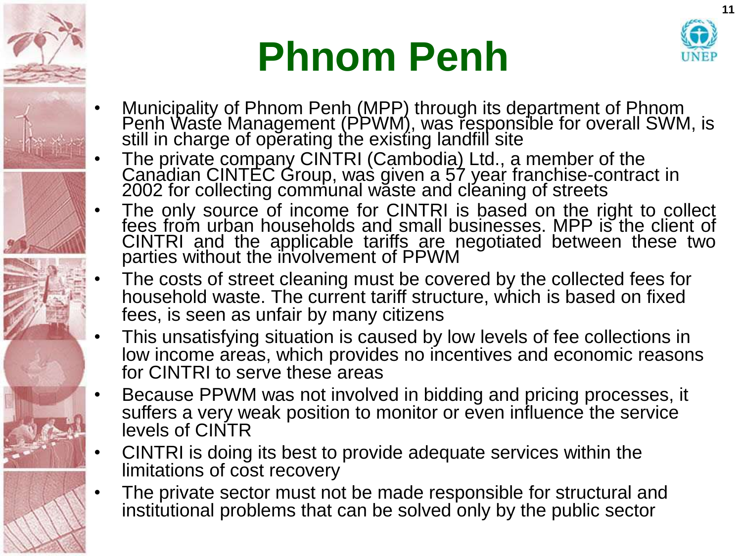# Phnom Penh

- Municipality of Phnom Penh (MPP) through its department of Phnom Penh Waste Management (PPWM), was responsible for overall SWM, is still in charge of operating the existing landfill site
- The private company CINTRI (Cambodia) Ltd., a member of the Canadian CINTEC Group, was given a 57 year franchise-contract in 2002 for collecting communal waste and cleaning of streets
- The only source of income for CINTRI is based on the right to collect fees from urban households and small businesses. MPP is the client of CINTRI and the applicable tariffs are negotiated between these two parties without the involvement of PPWM
- The costs of street cleaning must be covered by the collected fees for household waste. The current tariff structure, which is based on fixed fees, is seen as unfair by many citizens
- This unsatisfying situation is caused by low levels of fee collections in low income areas, which provides no incentives and economic reasons for CINTRI to serve these areas
- Because PPWM was not involved in bidding and pricing processes, it suffers a very weak position to monitor or even influence the service levels of CINTR
- CINTRI is doing its best to provide adequate services within the limitations of cost recovery
- The private sector must not be made responsible for structural and institutional problems that can be solved only by the public sector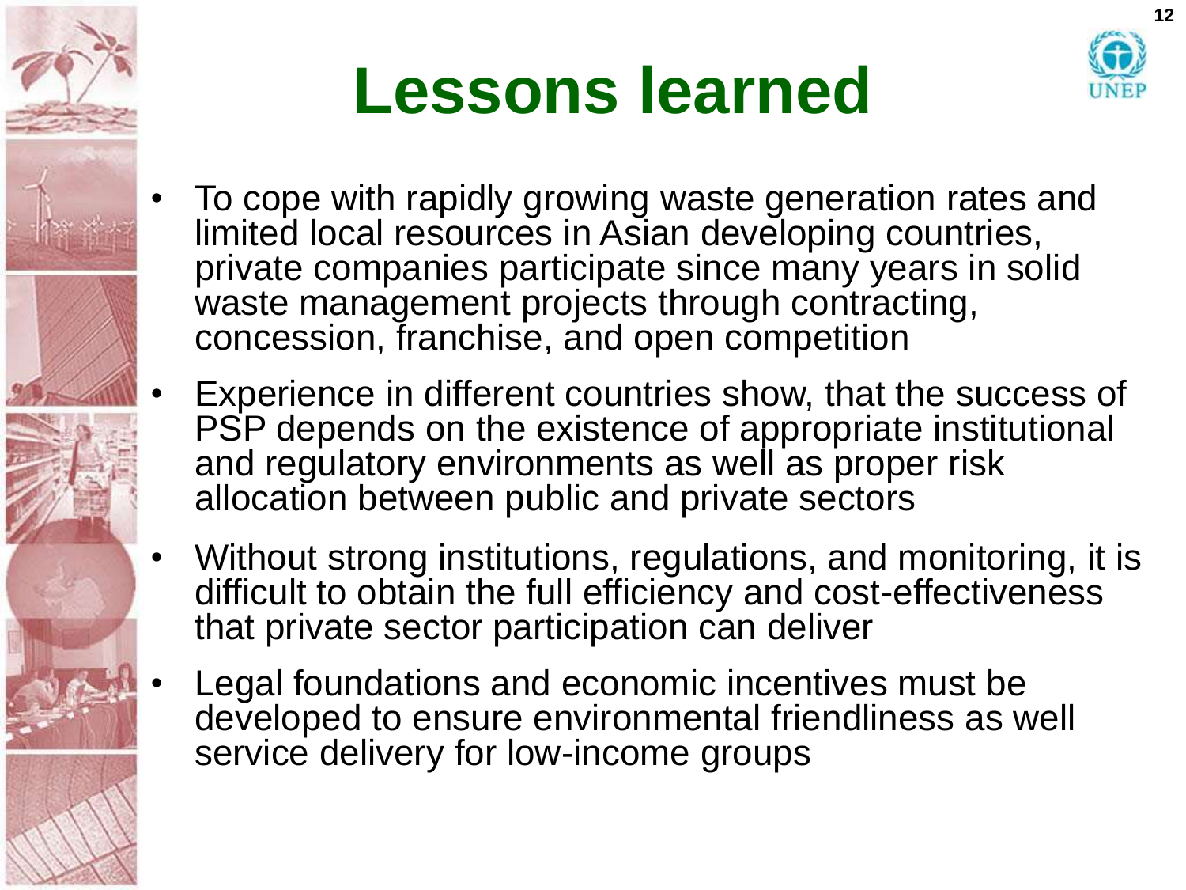# Lessons learned

- To cope with rapidly growing waste generation rates and limited local resources in Asian developing countries, private companies participate since many years in solid waste management projects through contracting, concession, franchise, and open competition
- Experience in different countries show, that the success of PSP depends on the existence of appropriate institutional and regulatory environments as well as proper risk allocation between public and private sectors
- Without strong institutions, regulations, and monitoring, it is difficult to obtain the full efficiency and cost-effectiveness that private sector participation can deliver
- Legal foundations and economic incentives must be developed to ensure environmental friendliness as well service delivery for low-income groups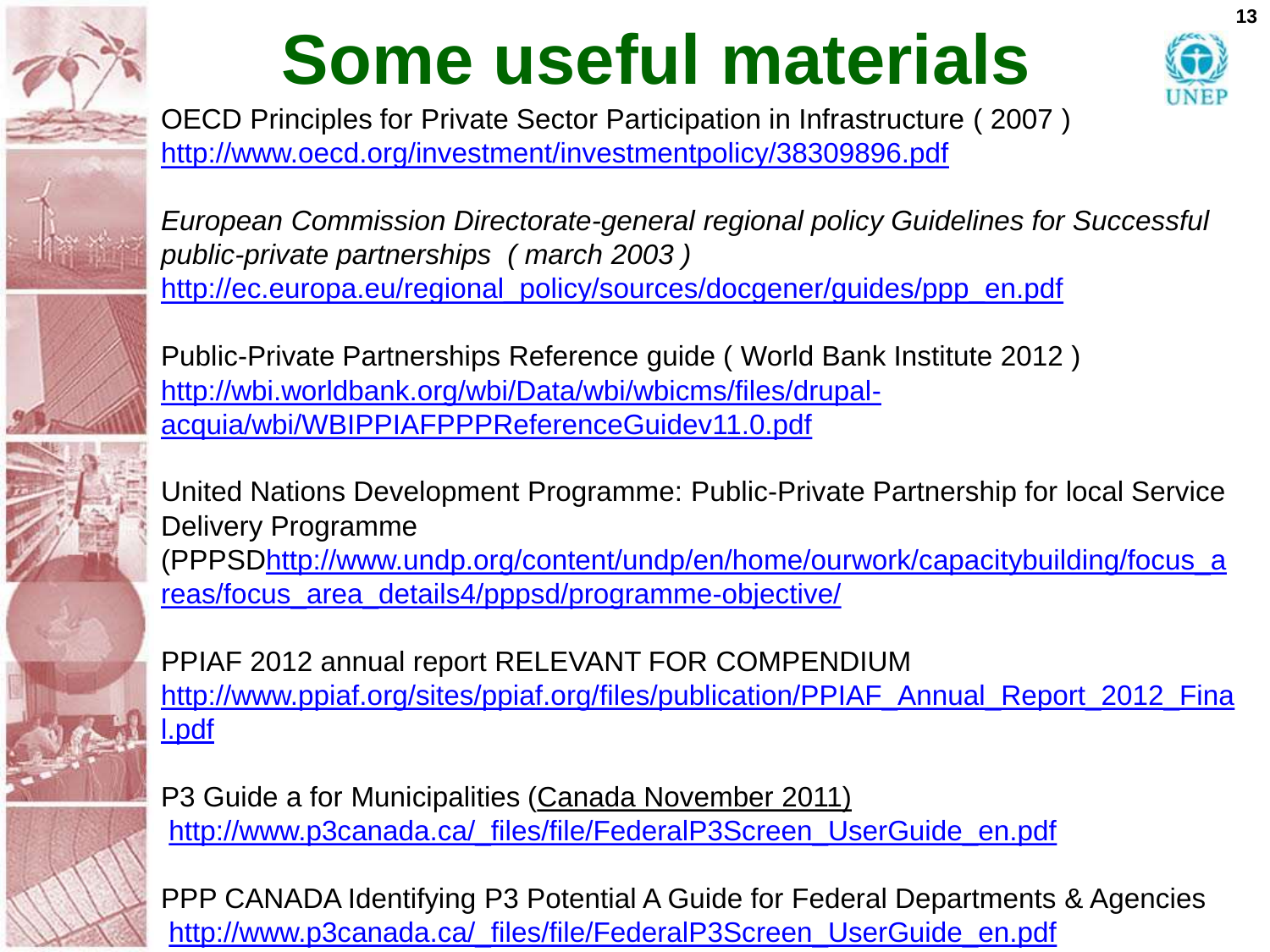# Some useful materials

OECD Principles for Private Sector Participation in Infrastructure ( 2007 )
http://www.oecd.org/investment/investmentpolicy/38309896.pdf

*European Commission Directorate-general regional policy Guidelines for Successful public-private partnerships ( march 2003 )*
http://ec.europa.eu/regional_policy/sources/docgener/guides/ppp_en.pdf

Public-Private Partnerships Reference guide ( World Bank Institute 2012 )
http://wbi.worldbank.org/wbi/Data/wbi/wbicms/files/drupal-acquia/wbi/WBIPPIAFPPPReferenceGuidev11.0.pdf

United Nations Development Programme: Public-Private Partnership for local Service Delivery Programme
(PPPSDhttp://www.undp.org/content/undp/en/home/ourwork/capacitybuilding/focus_areas/focus_area_details4/pppsd/programme-objective/

PPIAF 2012 annual report RELEVANT FOR COMPENDIUM
http://www.ppiaf.org/sites/ppiaf.org/files/publication/PPIAF_Annual_Report_2012_Final.pdf

P3 Guide a for Municipalities (Canada November 2011)
http://www.p3canada.ca/_files/file/FederalP3Screen_UserGuide_en.pdf

PPP CANADA Identifying P3 Potential A Guide for Federal Departments & Agencies
http://www.p3canada.ca/_files/file/FederalP3Screen_UserGuide_en.pdf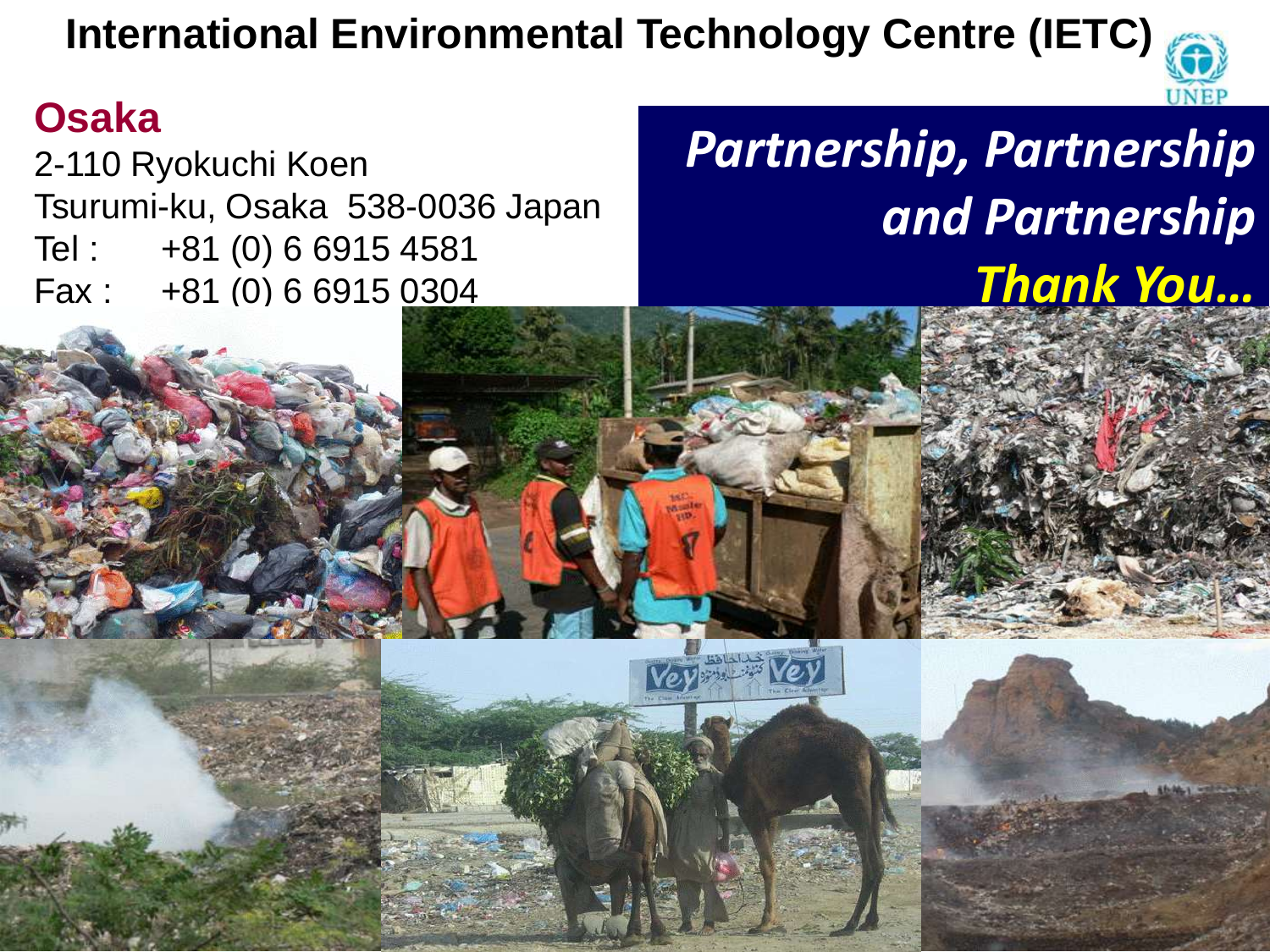# International Environmental Technology Centre (IETC)

**Osaka**

2-110 Ryokuchi Koen
Tsurumi-ku, Osaka 538-0036 Japan
Tel : +81 (0) 6 6915 4581
Fax : +81 (0) 6 6915 0304

***Partnership, Partnership and Partnership***

***Thank You…***